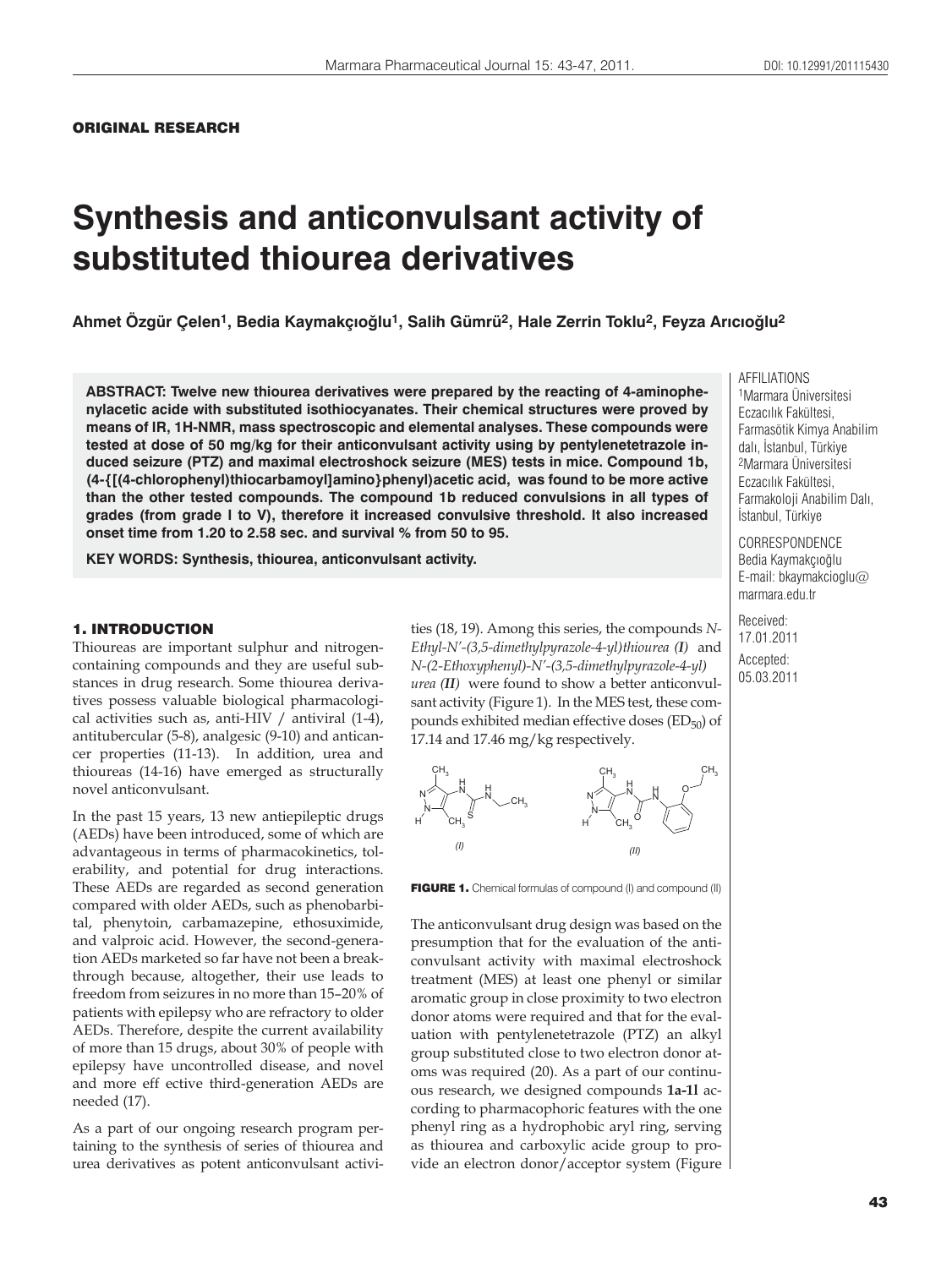ORIGINAL RESEARCH

# Synthesis and anticonvulsant activity of substituted thiourea derivatives

**Ahmet Özgür Çelen[1], Bedia Kaymakçıoğlu[1], Salih Gümrü[2], Hale Zerrin Toklu[2], Feyza Arıcıoğlu[2]**

AFFILIATIONS
[1]Marmara Üniversitesi Eczacılık Fakültesi, Farmasötik Kimya Anabilim dalı, İstanbul, Türkiye
[2]Marmara Üniversitesi Eczacılık Fakültesi, Farmakoloji Anabilim Dalı, İstanbul, Türkiye

CORRESPONDENCE
Bedia Kaymakçıoğlu
E-mail: bkaymakcioglu@marmara.edu.tr

Received: 17.01.2011
Accepted: 05.03.2011

**ABSTRACT: Twelve new thiourea derivatives were prepared by the reacting of 4-aminophenylacetic acide with substituted isothiocyanates. Their chemical structures were proved by means of IR, 1H-NMR, mass spectroscopic and elemental analyses. These compounds were tested at dose of 50 mg/kg for their anticonvulsant activity using by pentylenetetrazole induced seizure (PTZ) and maximal electroshock seizure (MES) tests in mice. Compound 1b, (4-{[(4-chlorophenyl)thiocarbamoyl]amino}phenyl)acetic acid, was found to be more active than the other tested compounds. The compound 1b reduced convulsions in all types of grades (from grade I to V), therefore it increased convulsive threshold. It also increased onset time from 1.20 to 2.58 sec. and survival % from 50 to 95.**

**KEY WORDS: Synthesis, thiourea, anticonvulsant activity.**

## 1. INTRODUCTION

Thioureas are important sulphur and nitrogen-containing compounds and they are useful substances in drug research. Some thiourea derivatives possess valuable biological pharmacological activities such as, anti-HIV / antiviral (1-4), antitubercular (5-8), analgesic (9-10) and anticancer properties (11-13). In addition, urea and thioureas (14-16) have emerged as structurally novel anticonvulsant.

In the past 15 years, 13 new antiepileptic drugs (AEDs) have been introduced, some of which are advantageous in terms of pharmacokinetics, tolerability, and potential for drug interactions. These AEDs are regarded as second generation compared with older AEDs, such as phenobarbital, phenytoin, carbamazepine, ethosuximide, and valproic acid. However, the second-generation AEDs marketed so far have not been a breakthrough because, altogether, their use leads to freedom from seizures in no more than 15–20% of patients with epilepsy who are refractory to older AEDs. Therefore, despite the current availability of more than 15 drugs, about 30% of people with epilepsy have uncontrolled disease, and novel and more eff ective third-generation AEDs are needed (17).

As a part of our ongoing research program pertaining to the synthesis of series of thiourea and urea derivatives as potent anticonvulsant activities (18, 19). Among this series, the compounds *N-Ethyl-N'-(3,5-dimethylpyrazole-4-yl)thiourea (**I**)* and *N-(2-Ethoxyphenyl)-N'-(3,5-dimethylpyrazole-4-yl) urea (**II**)* were found to show a better anticonvulsant activity (Figure 1). In the MES test, these compounds exhibited median effective doses ($ED_{50}$) of 17.14 and 17.46 mg/kg respectively.

**FIGURE 1.** Chemical formulas of compound (I) and compound (II)

The anticonvulsant drug design was based on the presumption that for the evaluation of the anticonvulsant activity with maximal electroshock treatment (MES) at least one phenyl or similar aromatic group in close proximity to two electron donor atoms were required and that for the evaluation with pentylenetetrazole (PTZ) an alkyl group substituted close to two electron donor atoms was required (20). As a part of our continuous research, we designed compounds **1a-1l** according to pharmacophoric features with the one phenyl ring as a hydrophobic aryl ring, serving as thiourea and carboxylic acide group to provide an electron donor/acceptor system (Figure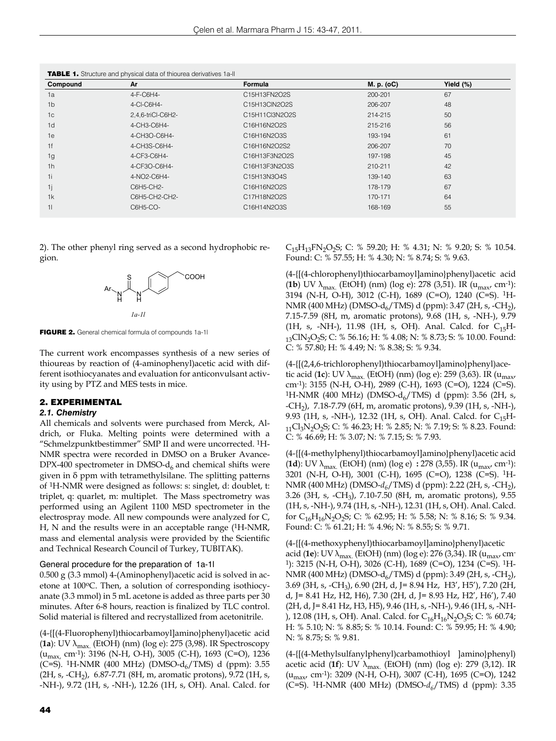**TABLE 1.** Structure and physical data of thiourea derivatives 1a-ll

| Compound | Ar | Formula | M. p. (oC) | Yield (%) |
|---|---|---|---|---|
| 1a | 4-F-C6H4- | C15H13FN2O2S | 200-201 | 67 |
| 1b | 4-Cl-C6H4- | C15H13ClN2O2S | 206-207 | 48 |
| 1c | 2,4,6-triCl-C6H2- | C15H11Cl3N2O2S | 214-215 | 50 |
| 1d | 4-CH3-C6H4- | C16H16N2O2S | 215-216 | 56 |
| 1e | 4-CH3O-C6H4- | C16H16N2O3S | 193-194 | 61 |
| 1f | 4-CH3S-C6H4- | C16H16N2O2S2 | 206-207 | 70 |
| 1g | 4-CF3-C6H4- | C16H13F3N2O2S | 197-198 | 45 |
| 1h | 4-CF3O-C6H4- | C16H13F3N2O3S | 210-211 | 42 |
| 1i | 4-NO2-C6H4- | C15H13N3O4S | 139-140 | 63 |
| 1j | C6H5-CH2- | C16H16N2O2S | 178-179 | 67 |
| 1k | C6H5-CH2-CH2- | C17H18N2O2S | 170-171 | 64 |
| 1l | C6H5-CO- | C16H14N2O3S | 168-169 | 55 |

2). The other phenyl ring served as a second hydrophobic region.

*1a-1l*

**FIGURE 2.** General chemical formula of compounds 1a-1l

The current work encompasses synthesis of a new series of thioureas by reaction of (4-aminophenyl)acetic acid with different isothiocyanates and evaluation for anticonvulsant activity using by PTZ and MES tests in mice.

## 2. EXPERIMENTAL

### 2.1. Chemistry

All chemicals and solvents were purchased from Merck, Aldrich, or Fluka. Melting points were determined with a "Schmelzpunktbestimmer" SMP II and were uncorrected. $^1$H-NMR spectra were recorded in DMSO on a Bruker Avance-DPX-400 spectrometer in DMSO-$d_6$ and chemical shifts were given in δ ppm with tetramethylsilane. The splitting patterns of $^1$H-NMR were designed as follows: s: singlet, d: doublet, t: triplet, q: quartet, m: multiplet. The Mass spectrometry was performed using an Agilent 1100 MSD spectrometer in the electrospray mode. All new compounds were analyzed for C, H, N and the results were in an acceptable range ($^1$H-NMR, mass and elemental analysis were provided by the Scientific and Technical Research Council of Turkey, TUBITAK).

#### General procedure for the preparation of 1a-1l

0.500 g (3.3 mmol) 4-(Aminophenyl)acetic acid is solved in acetone at 100ºC. Then, a solution of corresponding isothiocyanate (3.3 mmol) in 5 mL acetone is added as three parts per 30 minutes. After 6-8 hours, reaction is finalized by TLC control. Solid material is filtered and recrystallized from acetonitrile.

(4-{[(4-Fluorophenyl)thiocarbamoyl]amino}phenyl)acetic acid (**1a**): UV $\lambda_{max.}$ (EtOH) (nm) (log e): 275 (3,98). IR Spectroscopy ($u_{max,}$ cm$^{-1}$): 3196 (N-H, O-H), 3005 (C-H), 1693 (C=O), 1236 (C=S). $^1$H-NMR (400 MHz) (DMSO-$d_6$/TMS) d (ppm): 3.55 (2H, s, -CH$_2$), 6.87-7.71 (8H, m, aromatic protons), 9.72 (1H, s, -NH-), 9.72 (1H, s, -NH-), 12.26 (1H, s, OH). Anal. Calcd. for $C_{15}H_{13}FN_2O_2S$; C: % 59.20; H: % 4.31; N: % 9.20; S: % 10.54. Found: C: % 57.55; H: % 4.30; N: % 8.74; S: % 9.63.

(4-{[(4-chlorophenyl)thiocarbamoyl]amino}phenyl)acetic acid (**1b**) UV $\lambda_{max.}$ (EtOH) (nm) (log e): 278 (3,51). IR ($u_{max}$, cm$^{-1}$): 3194 (N-H, O-H), 3012 (C-H), 1689 (C=O), 1240 (C=S). $^1$H-NMR (400 MHz) (DMSO-$d_6$/TMS) d (ppm): 3.47 (2H, s, -CH$_2$), 7.15-7.59 (8H, m, aromatic protons), 9.68 (1H, s, -NH-), 9.79 (1H, s, -NH-), 11.98 (1H, s, OH). Anal. Calcd. for $C_{15}H_{13}ClN_2O_2S$; C: % 56.16; H: % 4.08; N: % 8.73; S: % 10.00. Found: C: % 57.80; H: % 4.49; N: % 8.38; S: % 9.34.

(4-{[(2,4,6-trichlorophenyl)thiocarbamoyl]amino}phenyl)acetic acid (**1c**): UV $\lambda_{max.}$ (EtOH) (nm) (log e): 259 (3,63). IR ($u_{max}$, cm$^{-1}$): 3155 (N-H, O-H), 2989 (C-H), 1693 (C=O), 1224 (C=S). $^1$H-NMR (400 MHz) (DMSO-$d_6$/TMS) d (ppm): 3.56 (2H, s, -CH$_2$), 7.18-7.79 (6H, m, aromatic protons), 9.39 (1H, s, -NH-), 9.93 (1H, s, -NH-), 12.32 (1H, s, OH). Anal. Calcd. for $C_{15}H_{11}Cl_3N_2O_2S$; C: % 46.23; H: % 2.85; N: % 7.19; S: % 8.23. Found: C: % 46.69; H: % 3.07; N: % 7.15; S: % 7.93.

(4-{[(4-methylphenyl)thiocarbamoyl]amino}phenyl)acetic acid (**1d**): UV $\lambda_{max.}$ (EtOH) (nm) (log e) **:** 278 (3,55). IR ($u_{max}$, cm$^{-1}$): 3201 (N-H, O-H), 3001 (C-H), 1695 (C=O), 1238 (C=S). $^1$H-NMR (400 MHz) (DMSO-$d_6$/TMS) d (ppm): 2.22 (2H, s, -CH$_2$), 3.26 (3H, s, -CH$_3$), 7.10-7.50 (8H, m, aromatic protons), 9.55 (1H, s, -NH-), 9.74 (1H, s, -NH-), 12.31 (1H, s, OH). Anal. Calcd. for $C_{16}H_{16}N_2O_2S$; C: % 62.95; H: % 5.58; N: % 8.16; S: % 9.34. Found: C: % 61.21; H: % 4.96; N: % 8.55; S: % 9.71.

(4-{[(4-methoxyphenyl)thiocarbamoyl]amino}phenyl)acetic acid (**1e**): UV $\lambda_{max.}$ (EtOH) (nm) (log e): 276 (3,34). IR ($u_{max}$, cm$^{-1}$): 3215 (N-H, O-H), 3026 (C-H), 1689 (C=O), 1234 (C=S). $^1$H-NMR (400 MHz) (DMSO-$d_6$/TMS) d (ppm): 3.49 (2H, s, -CH$_2$), 3.69 (3H, s, -CH$_3$), 6.90 (2H, d, J= 8.94 Hz, H3', H5'), 7.20 (2H, d, J= 8.41 Hz, H2, H6), 7.30 (2H, d, J= 8.93 Hz, H2', H6'), 7.40 (2H, d, J= 8.41 Hz, H3, H5), 9.46 (1H, s, -NH-), 9.46 (1H, s, -NH-), 12.08 (1H, s, OH). Anal. Calcd. for $C_{16}H_{16}N_2O_3S$; C: % 60.74; H: % 5.10; N: % 8.85; S: % 10.14. Found: C: % 59.95; H: % 4.90; N: % 8.75; S: % 9.81.

(4-{[(4-Methylsulfanylphenyl)carbamothioyl ]amino}phenyl) acetic acid (**1f**): UV $\lambda_{max.}$ (EtOH) (nm) (log e): 279 (3,12). IR ($u_{max}$, cm$^{-1}$): 3209 (N-H, O-H), 3007 (C-H), 1695 (C=O), 1242 (C=S). $^1$H-NMR (400 MHz) (DMSO-$d_6$/TMS) d (ppm): 3.35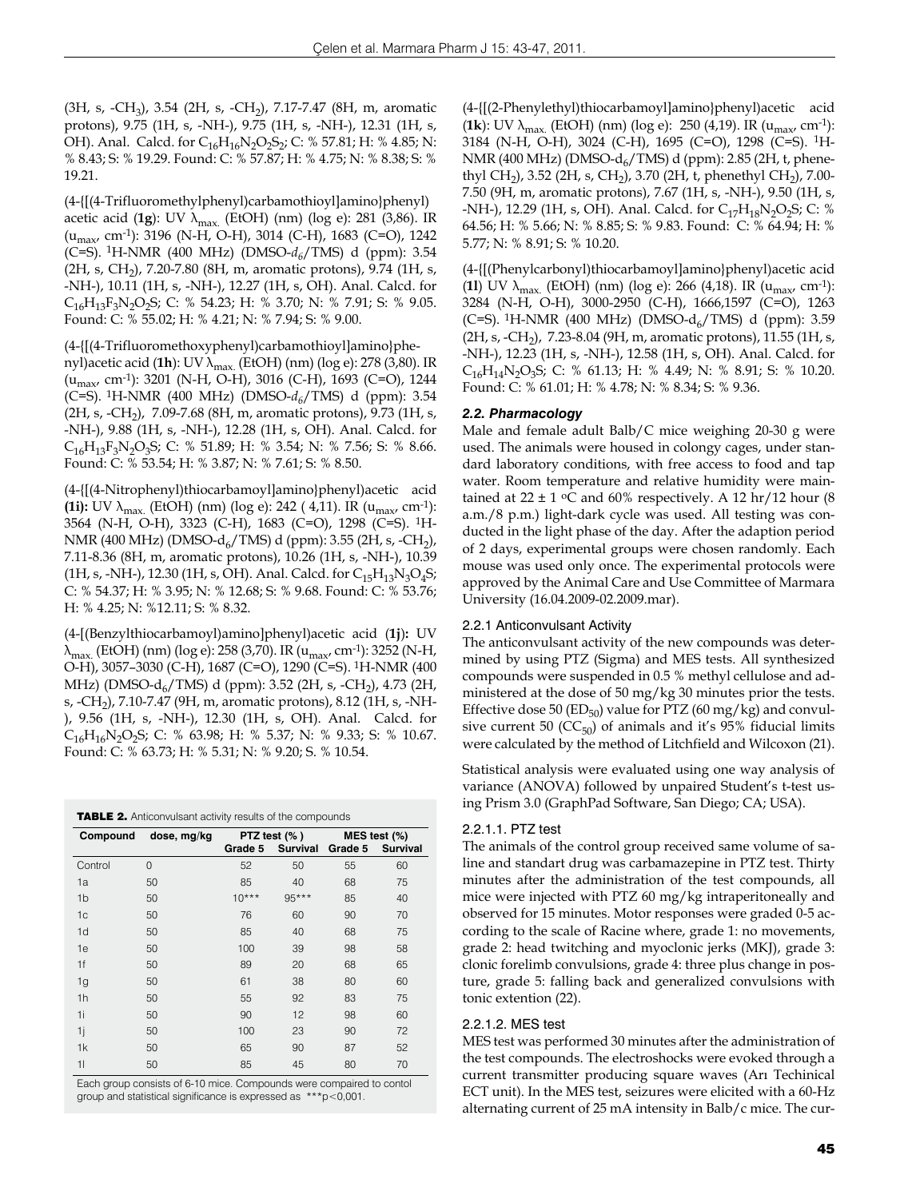(3H, s, -$CH_3$), 3.54 (2H, s, -$CH_2$), 7.17-7.47 (8H, m, aromatic protons), 9.75 (1H, s, -NH-), 9.75 (1H, s, -NH-), 12.31 (1H, s, OH). Anal. Calcd. for $C_{16}H_{16}N_2O_2S_2$: C: % 57.81; H: % 4.85; N: % 8.43; S: % 19.29. Found: C: % 57.87; H: % 4.75; N: % 8.38; S: % 19.21.

(4-{[(4-Trifluoromethylphenyl)carbamothioyl]amino}phenyl) acetic acid (**1g**): UV $\lambda_{max.}$ (EtOH) (nm) (log e): 281 (3,86). IR ($u_{max}$, $cm^{-1}$): 3196 (N-H, O-H), 3014 (C-H), 1683 (C=O), 1242 (C=S). [1]H-NMR (400 MHz) (DMSO-$d_6$/TMS) d (ppm): 3.54 (2H, s, $CH_2$), 7.20-7.80 (8H, m, aromatic protons), 9.74 (1H, s, -NH-), 10.11 (1H, s, -NH-), 12.27 (1H, s, OH). Anal. Calcd. for $C_{16}H_{13}F_3N_2O_2S$: C: % 54.23; H: % 3.70; N: % 7.91; S: % 9.05. Found: C: % 55.02; H: % 4.21; N: % 7.94; S: % 9.00.

(4-{[(4-Trifluoromethoxyphenyl)carbamothioyl]amino}phenyl)acetic acid (**1h**): UV $\lambda_{max.}$ (EtOH) (nm) (log e): 278 (3,80). IR ($u_{max}$, $cm^{-1}$): 3201 (N-H, O-H), 3016 (C-H), 1693 (C=O), 1244 (C=S). [1]H-NMR (400 MHz) (DMSO-$d_6$/TMS) d (ppm): 3.54 (2H, s, -$CH_2$), 7.09-7.68 (8H, m, aromatic protons), 9.73 (1H, s, -NH-), 9.88 (1H, s, -NH-), 12.28 (1H, s, OH). Anal. Calcd. for $C_{16}H_{13}F_3N_2O_3S$; C: % 51.89; H: % 3.54; N: % 7.56; S: % 8.66. Found: C: % 53.54; H: % 3.87; N: % 7.61; S: % 8.50.

(4-{[(4-Nitrophenyl)thiocarbamoyl]amino}phenyl)acetic acid **(1i):** UV $\lambda_{max.}$ (EtOH) (nm) (log e): 242 ( 4,11). IR ($u_{max}$, $cm^{-1}$): 3564 (N-H, O-H), 3323 (C-H), 1683 (C=O), 1298 (C=S). [1]H-NMR (400 MHz) (DMSO-$d_6$/TMS) d (ppm): 3.55 (2H, s, -$CH_2$), 7.11-8.36 (8H, m, aromatic protons), 10.26 (1H, s, -NH-), 10.39 (1H, s, -NH-), 12.30 (1H, s, OH). Anal. Calcd. for $C_{15}H_{13}N_3O_4S$; C: % 54.37; H: % 3.95; N: % 12.68; S: % 9.68. Found: C: % 53.76; H: % 4.25; N: %12.11; S: % 8.32.

(4-[(Benzylthiocarbamoyl)amino]phenyl)acetic acid (**1j**)**:** UV $\lambda_{max.}$ (EtOH) (nm) (log e): 258 (3,70). IR ($u_{max}$, $cm^{-1}$): 3252 (N-H, O-H), 3057–3030 (C-H), 1687 (C=O), 1290 (C=S). [1]H-NMR (400 MHz) (DMSO-$d_6$/TMS) d (ppm): 3.52 (2H, s, -$CH_2$), 4.73 (2H, s, -$CH_2$), 7.10-7.47 (9H, m, aromatic protons), 8.12 (1H, s, -NH-), 9.56 (1H, s, -NH-), 12.30 (1H, s, OH). Anal. Calcd. for $C_{16}H_{16}N_2O_2S$; C: % 63.98; H: % 5.37; N: % 9.33; S: % 10.67. Found: C: % 63.73; H: % 5.31; N: % 9.20; S. % 10.54.

**TABLE 2.** Anticonvulsant activity results of the compounds

| Compound | dose, mg/kg | PTZ test (%) | | MES test (%) | |
|---|---|---|---|---|---|
| | | Grade 5 | Survival | Grade 5 | Survival |
| Control | 0 | 52 | 50 | 55 | 60 |
| 1a | 50 | 85 | 40 | 68 | 75 |
| 1b | 50 | 10*** | 95*** | 85 | 40 |
| 1c | 50 | 76 | 60 | 90 | 70 |
| 1d | 50 | 85 | 40 | 68 | 75 |
| 1e | 50 | 100 | 39 | 98 | 58 |
| 1f | 50 | 89 | 20 | 68 | 65 |
| 1g | 50 | 61 | 38 | 80 | 60 |
| 1h | 50 | 55 | 92 | 83 | 75 |
| 1i | 50 | 90 | 12 | 98 | 60 |
| 1j | 50 | 100 | 23 | 90 | 72 |
| 1k | 50 | 65 | 90 | 87 | 52 |
| 1l | 50 | 85 | 45 | 80 | 70 |

Each group consists of 6-10 mice. Compounds were compaired to contol group and statistical significance is expressed as ***$p<0,001$.

(4-{[(2-Phenylethyl)thiocarbamoyl]amino}phenyl)acetic acid (**1k**): UV $\lambda_{max.}$ (EtOH) (nm) (log e): 250 (4,19). IR ($u_{max}$, $cm^{-1}$): 3184 (N-H, O-H), 3024 (C-H), 1695 (C=O), 1298 (C=S). [1]H-NMR (400 MHz) (DMSO-$d_6$/TMS) d (ppm): 2.85 (2H, t, phenethyl $CH_2$), 3.52 (2H, s, $CH_2$), 3.70 (2H, t, phenethyl $CH_2$), 7.00-7.50 (9H, m, aromatic protons), 7.67 (1H, s, -NH-), 9.50 (1H, s, -NH-), 12.29 (1H, s, OH). Anal. Calcd. for $C_{17}H_{18}N_2O_2S$; C: % 64.56; H: % 5.66; N: % 8.85; S: % 9.83. Found: C: % 64.94; H: % 5.77; N: % 8.91; S: % 10.20.

(4-{[(Phenylcarbonyl)thiocarbamoyl]amino}phenyl)acetic acid (**1l**) UV $\lambda_{max.}$ (EtOH) (nm) (log e): 266 (4,18). IR ($u_{max}$, $cm^{-1}$): 3284 (N-H, O-H), 3000-2950 (C-H), 1666,1597 (C=O), 1263 (C=S). [1]H-NMR (400 MHz) (DMSO-$d_6$/TMS) d (ppm): 3.59 (2H, s, -$CH_2$), 7.23-8.04 (9H, m, aromatic protons), 11.55 (1H, s, -NH-), 12.23 (1H, s, -NH-), 12.58 (1H, s, OH). Anal. Calcd. for $C_{16}H_{14}N_2O_3S$; C: % 61.13; H: % 4.49; N: % 8.91; S: % 10.20. Found: C: % 61.01; H: % 4.78; N: % 8.34; S: % 9.36.

### *2.2. Pharmacology*

Male and female adult Balb/C mice weighing 20-30 g were used. The animals were housed in colongy cages, under standard laboratory conditions, with free access to food and tap water. Room temperature and relative humidity were maintained at 22 ± 1 ºC and 60% respectively. A 12 hr/12 hour (8 a.m./8 p.m.) light-dark cycle was used. All testing was conducted in the light phase of the day. After the adaption period of 2 days, experimental groups were chosen randomly. Each mouse was used only once. The experimental protocols were approved by the Animal Care and Use Committee of Marmara University (16.04.2009-02.2009.mar).

#### 2.2.1 Anticonvulsant Activity

The anticonvulsant activity of the new compounds was determined by using PTZ (Sigma) and MES tests. All synthesized compounds were suspended in 0.5 % methyl cellulose and administered at the dose of 50 mg/kg 30 minutes prior the tests. Effective dose 50 ($ED_{50}$) value for PTZ (60 mg/kg) and convulsive current 50 ($CC_{50}$) of animals and it's 95% fiducial limits were calculated by the method of Litchfield and Wilcoxon (21).

Statistical analysis were evaluated using one way analysis of variance (ANOVA) followed by unpaired Student's t-test using Prism 3.0 (GraphPad Software, San Diego; CA; USA).

#### 2.2.1.1. PTZ test

The animals of the control group received same volume of saline and standart drug was carbamazepine in PTZ test. Thirty minutes after the administration of the test compounds, all mice were injected with PTZ 60 mg/kg intraperitoneally and observed for 15 minutes. Motor responses were graded 0-5 according to the scale of Racine where, grade 1: no movements, grade 2: head twitching and myoclonic jerks (MKJ), grade 3: clonic forelimb convulsions, grade 4: three plus change in posture, grade 5: falling back and generalized convulsions with tonic extention (22).

#### 2.2.1.2. MES test

MES test was performed 30 minutes after the administration of the test compounds. The electroshocks were evoked through a current transmitter producing square waves (Arı Techinical ECT unit). In the MES test, seizures were elicited with a 60-Hz alternating current of 25 mA intensity in Balb/c mice. The cur-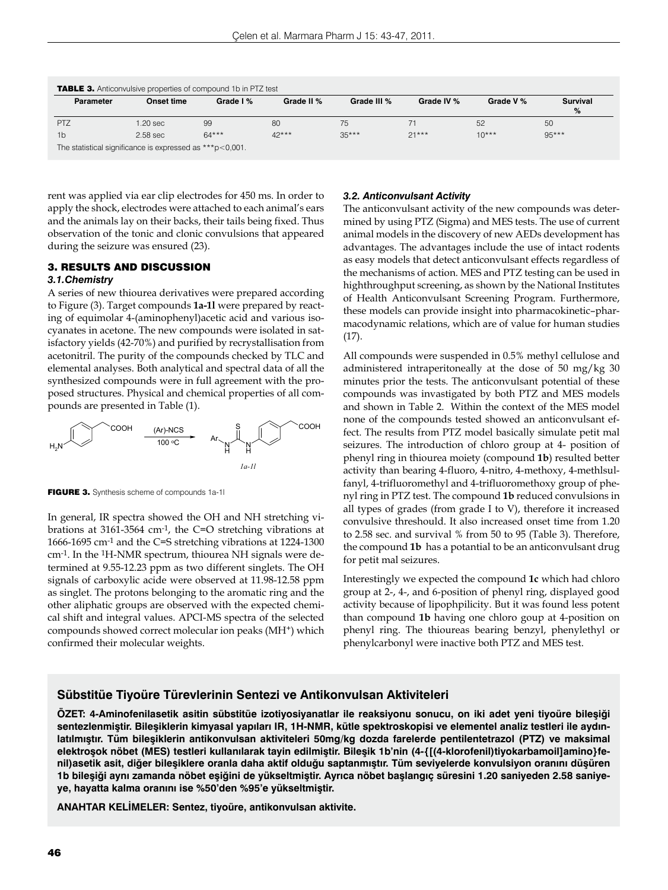**TABLE 3.** Anticonvulsive properties of compound 1b in PTZ test

| Parameter | Onset time | Grade I % | Grade II % | Grade III % | Grade IV % | Grade V % | Survival % |
|---|---|---|---|---|---|---|---|
| PTZ | 1.20 sec | 99 | 80 | 75 | 71 | 52 | 50 |
| 1b | 2.58 sec | 64*** | 42*** | 35*** | 21*** | 10*** | 95*** |

The statistical significance is expressed as ***p<0,001.

rent was applied via ear clip electrodes for 450 ms. In order to apply the shock, electrodes were attached to each animal's ears and the animals lay on their backs, their tails being fixed. Thus observation of the tonic and clonic convulsions that appeared during the seizure was ensured (23).

## 3. RESULTS AND DISCUSSION

### 3.1.Chemistry

A series of new thiourea derivatives were prepared according to Figure (3). Target compounds **1a-1l** were prepared by reacting of equimolar 4-(aminophenyl)acetic acid and various isocyanates in acetone. The new compounds were isolated in satisfactory yields (42-70%) and purified by recrystallisation from acetonitril. The purity of the compounds checked by TLC and elemental analyses. Both analytical and spectral data of all the synthesized compounds were in full agreement with the proposed structures. Physical and chemical properties of all compounds are presented in Table (1).

**FIGURE 3.** Synthesis scheme of compounds 1a-1l

In general, IR spectra showed the OH and NH stretching vibrations at 3161-3564 $cm^{-1}$, the C=O stretching vibrations at 1666-1695 $cm^{-1}$ and the C=S stretching vibrations at 1224-1300 $cm^{-1}$. In the $^{1}$H-NMR spectrum, thiourea NH signals were determined at 9.55-12.23 ppm as two different singlets. The OH signals of carboxylic acide were observed at 11.98-12.58 ppm as singlet. The protons belonging to the aromatic ring and the other aliphatic groups are observed with the expected chemical shift and integral values. APCI-MS spectra of the selected compounds showed correct molecular ion peaks ($MH^{+}$) which confirmed their molecular weights.

### 3.2. Anticonvulsant Activity

The anticonvulsant activity of the new compounds was determined by using PTZ (Sigma) and MES tests. The use of current animal models in the discovery of new AEDs development has advantages. The advantages include the use of intact rodents as easy models that detect anticonvulsant effects regardless of the mechanisms of action. MES and PTZ testing can be used in highthroughput screening, as shown by the National Institutes of Health Anticonvulsant Screening Program. Furthermore, these models can provide insight into pharmacokinetic–pharmacodynamic relations, which are of value for human studies (17).

All compounds were suspended in 0.5% methyl cellulose and administered intraperitoneally at the dose of 50 mg/kg 30 minutes prior the tests. The anticonvulsant potential of these compounds was invastigated by both PTZ and MES models and shown in Table 2. Within the context of the MES model none of the compounds tested showed an anticonvulsant effect. The results from PTZ model basically simulate petit mal seizures. The introduction of chloro group at 4- position of phenyl ring in thiourea moiety (compound **1b**) resulted better activity than bearing 4-fluoro, 4-nitro, 4-methoxy, 4-methlsulfanyl, 4-trifluoromethyl and 4-trifluoromethoxy group of phenyl ring in PTZ test. The compound **1b** reduced convulsions in all types of grades (from grade I to V), therefore it increased convulsive threshould. It also increased onset time from 1.20 to 2.58 sec. and survival % from 50 to 95 (Table 3). Therefore, the compound **1b** has a potential to be an anticonvulsant drug for petit mal seizures.

Interestingly we expected the compound **1c** which had chloro group at 2-, 4-, and 6-position of phenyl ring, displayed good activity because of lipophpilicity. But it was found less potent than compound **1b** having one chloro goup at 4-position on phenyl ring. The thioureas bearing benzyl, phenylethyl or phenylcarbonyl were inactive both PTZ and MES test.

## Sübstitüe Tiyoüre Türevlerinin Sentezi ve Antikonvulsan Aktiviteleri

**ÖZET: 4-Aminofenilasetik asitin sübstitüe izotiyosiyanatlar ile reaksiyonu sonucu, on iki adet yeni tiyoüre bileşiği sentezlenmiştir. Bileşiklerin kimyasal yapıları IR, 1H-NMR, kütle spektroskopisi ve elementel analiz testleri ile aydınlatılmıştır. Tüm bileşiklerin antikonvulsan aktiviteleri 50mg/kg dozda farelerde pentilentetrazol (PTZ) ve maksimal elektroşok nöbet (MES) testleri kullanılarak tayin edilmiştir. Bileşik 1b'nin (4-{[(4-klorofenil)tiyokarbamoil]amino}fenil)asetik asit, diğer bileşiklere oranla daha aktif olduğu saptanmıştır. Tüm seviyelerde konvulsiyon oranını düşüren 1b bileşiği aynı zamanda nöbet eşiğini de yükseltmiştir. Ayrıca nöbet başlangıç süresini 1.20 saniyeden 2.58 saniyeye, hayatta kalma oranını ise %50'den %95'e yükseltmiştir.**

**ANAHTAR KELİMELER: Sentez, tiyoüre, antikonvulsan aktivite.**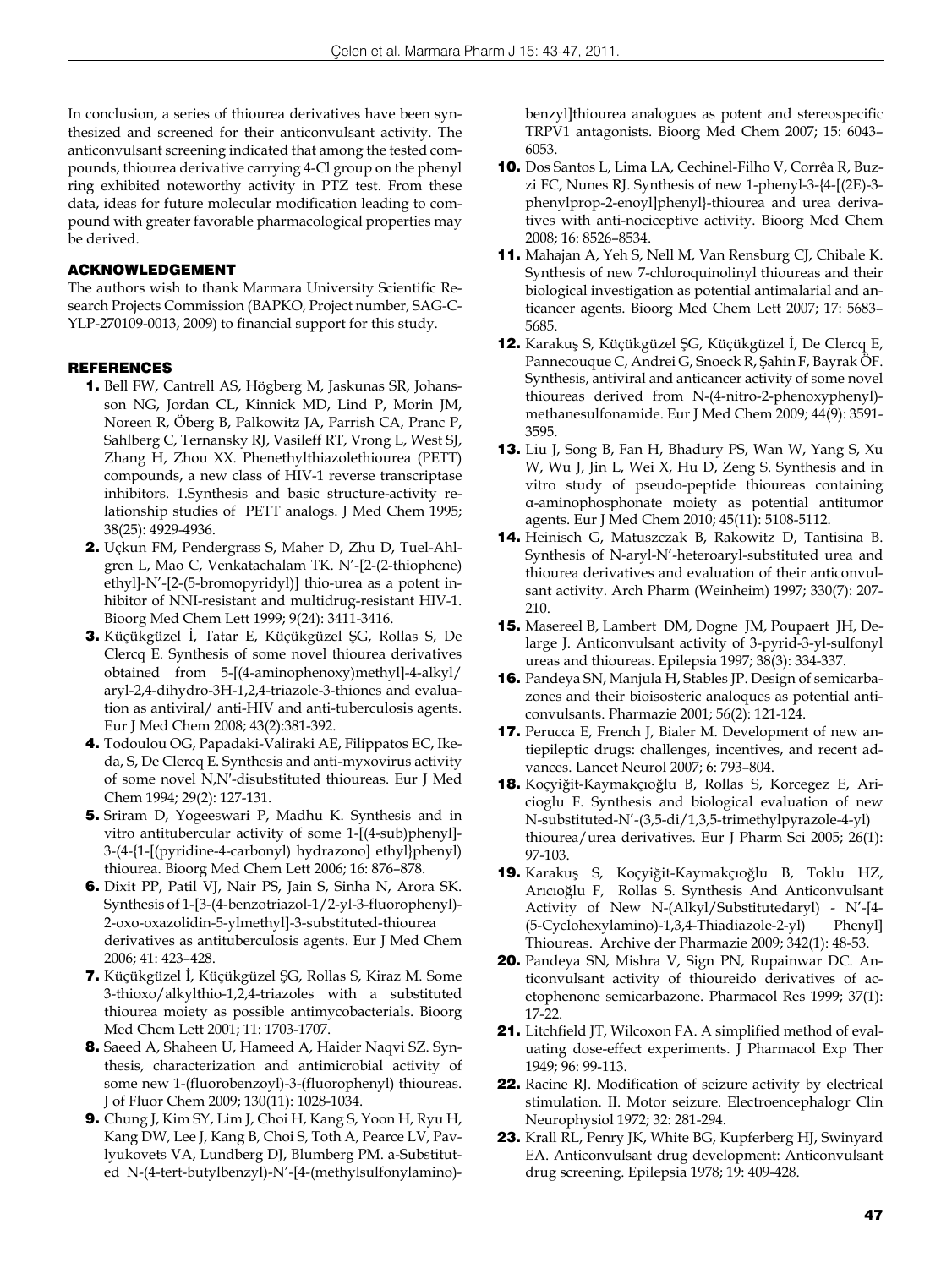In conclusion, a series of thiourea derivatives have been synthesized and screened for their anticonvulsant activity. The anticonvulsant screening indicated that among the tested compounds, thiourea derivative carrying 4-Cl group on the phenyl ring exhibited noteworthy activity in PTZ test. From these data, ideas for future molecular modification leading to compound with greater favorable pharmacological properties may be derived.

## ACKNOWLEDGEMENT

The authors wish to thank Marmara University Scientific Research Projects Commission (BAPKO, Project number, SAG-C-YLP-270109-0013, 2009) to financial support for this study.

## REFERENCES

1. Bell FW, Cantrell AS, Högberg M, Jaskunas SR, Johansson NG, Jordan CL, Kinnick MD, Lind P, Morin JM, Noreen R, Öberg B, Palkowitz JA, Parrish CA, Pranc P, Sahlberg C, Ternansky RJ, Vasileff RT, Vrong L, West SJ, Zhang H, Zhou XX. Phenethylthiazolethiourea (PETT) compounds, a new class of HIV-1 reverse transcriptase inhibitors. 1.Synthesis and basic structure-activity relationship studies of PETT analogs. J Med Chem 1995; 38(25): 4929-4936.
2. Uçkun FM, Pendergrass S, Maher D, Zhu D, Tuel-Ahlgren L, Mao C, Venkatachalam TK. N′-[2-(2-thiophene) ethyl]-N′-[2-(5-bromopyridyl)] thio-urea as a potent inhibitor of NNI-resistant and multidrug-resistant HIV-1. Bioorg Med Chem Lett 1999; 9(24): 3411-3416.
3. Küçükgüzel İ, Tatar E, Küçükgüzel ŞG, Rollas S, De Clercq E. Synthesis of some novel thiourea derivatives obtained from 5-[(4-aminophenoxy)methyl]-4-alkyl/aryl-2,4-dihydro-3H-1,2,4-triazole-3-thiones and evaluation as antiviral/ anti-HIV and anti-tuberculosis agents. Eur J Med Chem 2008; 43(2):381-392.
4. Todoulou OG, Papadaki-Valiraki AE, Filippatos EC, Ikeda, S, De Clercq E. Synthesis and anti-myxovirus activity of some novel N,N′-disubstituted thioureas. Eur J Med Chem 1994; 29(2): 127-131.
5. Sriram D, Yogeeswari P, Madhu K. Synthesis and in vitro antitubercular activity of some 1-[(4-sub)phenyl]-3-(4-{1-[(pyridine-4-carbonyl) hydrazono] ethyl}phenyl) thiourea. Bioorg Med Chem Lett 2006; 16: 876–878.
6. Dixit PP, Patil VJ, Nair PS, Jain S, Sinha N, Arora SK. Synthesis of 1-[3-(4-benzotriazol-1/2-yl-3-fluorophenyl)-2-oxo-oxazolidin-5-ylmethyl]-3-substituted-thiourea derivatives as antituberculosis agents. Eur J Med Chem 2006; 41: 423–428.
7. Küçükgüzel İ, Küçükgüzel ŞG, Rollas S, Kiraz M. Some 3-thioxo/alkylthio-1,2,4-triazoles with a substituted thiourea moiety as possible antimycobacterials. Bioorg Med Chem Lett 2001; 11: 1703-1707.
8. Saeed A, Shaheen U, Hameed A, Haider Naqvi SZ. Synthesis, characterization and antimicrobial activity of some new 1-(fluorobenzoyl)-3-(fluorophenyl) thioureas. J of Fluor Chem 2009; 130(11): 1028-1034.
9. Chung J, Kim SY, Lim J, Choi H, Kang S, Yoon H, Ryu H, Kang DW, Lee J, Kang B, Choi S, Toth A, Pearce LV, Pavlyukovets VA, Lundberg DJ, Blumberg PM. a-Substituted N-(4-tert-butylbenzyl)-N′-[4-(methylsulfonylamino)-benzyl]thiourea analogues as potent and stereospecific TRPV1 antagonists. Bioorg Med Chem 2007; 15: 6043–6053.
10. Dos Santos L, Lima LA, Cechinel-Filho V, Corrêa R, Buzzi FC, Nunes RJ. Synthesis of new 1-phenyl-3-{4-[(2E)-3-phenylprop-2-enoyl]phenyl}-thiourea and urea derivatives with anti-nociceptive activity. Bioorg Med Chem 2008; 16: 8526–8534.
11. Mahajan A, Yeh S, Nell M, Van Rensburg CJ, Chibale K. Synthesis of new 7-chloroquinolinyl thioureas and their biological investigation as potential antimalarial and anticancer agents. Bioorg Med Chem Lett 2007; 17: 5683–5685.
12. Karakuş S, Küçükgüzel ŞG, Küçükgüzel İ, De Clercq E, Pannecouque C, Andrei G, Snoeck R, Şahin F, Bayrak ÖF. Synthesis, antiviral and anticancer activity of some novel thioureas derived from N-(4-nitro-2-phenoxyphenyl)-methanesulfonamide. Eur J Med Chem 2009; 44(9): 3591-3595.
13. Liu J, Song B, Fan H, Bhadury PS, Wan W, Yang S, Xu W, Wu J, Jin L, Wei X, Hu D, Zeng S. Synthesis and in vitro study of pseudo-peptide thioureas containing α-aminophosphonate moiety as potential antitumor agents. Eur J Med Chem 2010; 45(11): 5108-5112.
14. Heinisch G, Matuszczak B, Rakowitz D, Tantisina B. Synthesis of N-aryl-N′-heteroaryl-substituted urea and thiourea derivatives and evaluation of their anticonvulsant activity. Arch Pharm (Weinheim) 1997; 330(7): 207-210.
15. Masereel B, Lambert DM, Dogne JM, Poupaert JH, Delarge J. Anticonvulsant activity of 3-pyrid-3-yl-sulfonyl ureas and thioureas. Epilepsia 1997; 38(3): 334-337.
16. Pandeya SN, Manjula H, Stables JP. Design of semicarbazones and their bioisosteric analoques as potential anticonvulsants. Pharmazie 2001; 56(2): 121-124.
17. Perucca E, French J, Bialer M. Development of new antiepileptic drugs: challenges, incentives, and recent advances. Lancet Neurol 2007; 6: 793–804.
18. Koçyiğit-Kaymakçıoğlu B, Rollas S, Korcegez E, Aricioglu F. Synthesis and biological evaluation of new N-substituted-N′-(3,5-di/1,3,5-trimethylpyrazole-4-yl) thiourea/urea derivatives. Eur J Pharm Sci 2005; 26(1): 97-103.
19. Karakuş S, Koçyiğit-Kaymakçıoğlu B, Toklu HZ, Arıcıoğlu F, Rollas S. Synthesis And Anticonvulsant Activity of New N-(Alkyl/Substitutedaryl) - N′-[4-(5-Cyclohexylamino)-1,3,4-Thiadiazole-2-yl) Phenyl] Thioureas. Archive der Pharmazie 2009; 342(1): 48-53.
20. Pandeya SN, Mishra V, Sign PN, Rupainwar DC. Anticonvulsant activity of thioureido derivatives of acetophenone semicarbazone. Pharmacol Res 1999; 37(1): 17-22.
21. Litchfield JT, Wilcoxon FA. A simplified method of evaluating dose-effect experiments. J Pharmacol Exp Ther 1949; 96: 99-113.
22. Racine RJ. Modification of seizure activity by electrical stimulation. II. Motor seizure. Electroencephalogr Clin Neurophysiol 1972; 32: 281-294.
23. Krall RL, Penry JK, White BG, Kupferberg HJ, Swinyard EA. Anticonvulsant drug development: Anticonvulsant drug screening. Epilepsia 1978; 19: 409-428.